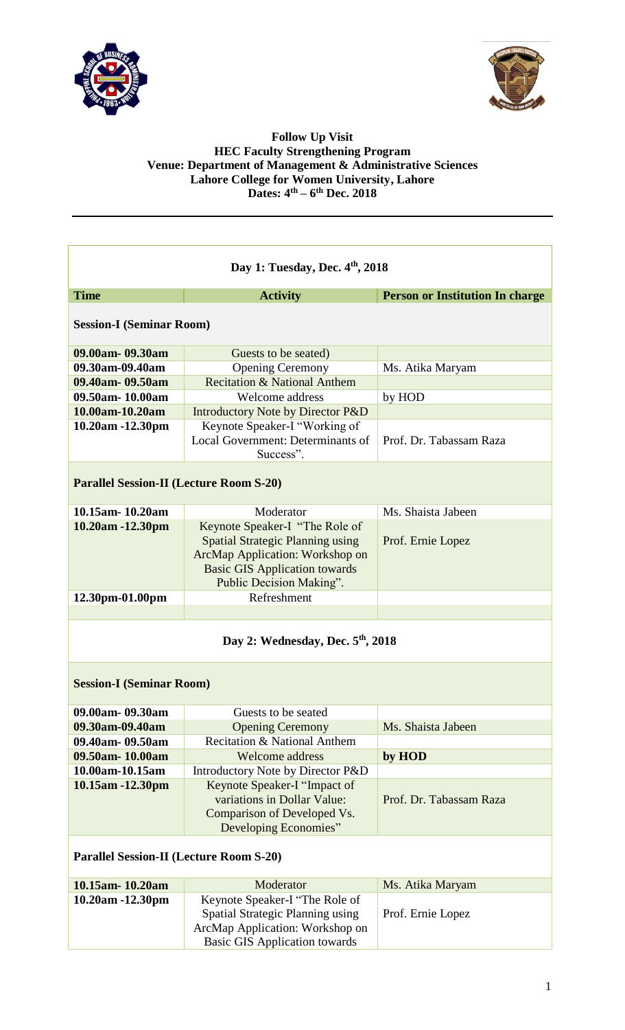**Follow Up Visit**
**HEC Faculty Strengthening Program**
**Venue: Department of Management & Administrative Sciences**
**Lahore College for Women University, Lahore**
**Dates: 4th – 6th Dec. 2018**

| Day 1: Tuesday, Dec. 4th, 2018 | | |
|---|---|---|
| **Time** | **Activity** | **Person or Institution In charge** |
| **Session-I (Seminar Room)** | | |
| **09.00am- 09.30am** | Guests to be seated) | |
| **09.30am-09.40am** | Opening Ceremony | Ms. Atika Maryam |
| **09.40am- 09.50am** | Recitation & National Anthem | |
| **09.50am- 10.00am** | Welcome address | by HOD |
| **10.00am-10.20am** | Introductory Note by Director P&D | |
| **10.20am -12.30pm** | Keynote Speaker-I "Working of Local Government: Determinants of Success". | Prof. Dr. Tabassam Raza |
| **Parallel Session-II (Lecture Room S-20)** | | |
| **10.15am- 10.20am** | Moderator | Ms. Shaista Jabeen |
| **10.20am -12.30pm** | Keynote Speaker-I "The Role of Spatial Strategic Planning using ArcMap Application: Workshop on Basic GIS Application towards Public Decision Making". | Prof. Ernie Lopez |
| **12.30pm-01.00pm** | Refreshment | |
| | | |
| **Day 2: Wednesday, Dec. 5th, 2018** | | |
| **Session-I (Seminar Room)** | | |
| **09.00am- 09.30am** | Guests to be seated | |
| **09.30am-09.40am** | Opening Ceremony | Ms. Shaista Jabeen |
| **09.40am- 09.50am** | Recitation & National Anthem | |
| **09.50am- 10.00am** | Welcome address | **by HOD** |
| **10.00am-10.15am** | Introductory Note by Director P&D | |
| **10.15am -12.30pm** | Keynote Speaker-I "Impact of variations in Dollar Value: Comparison of Developed Vs. Developing Economies" | Prof. Dr. Tabassam Raza |
| **Parallel Session-II (Lecture Room S-20)** | | |
| **10.15am- 10.20am** | Moderator | Ms. Atika Maryam |
| **10.20am -12.30pm** | Keynote Speaker-I "The Role of Spatial Strategic Planning using ArcMap Application: Workshop on Basic GIS Application towards | Prof. Ernie Lopez |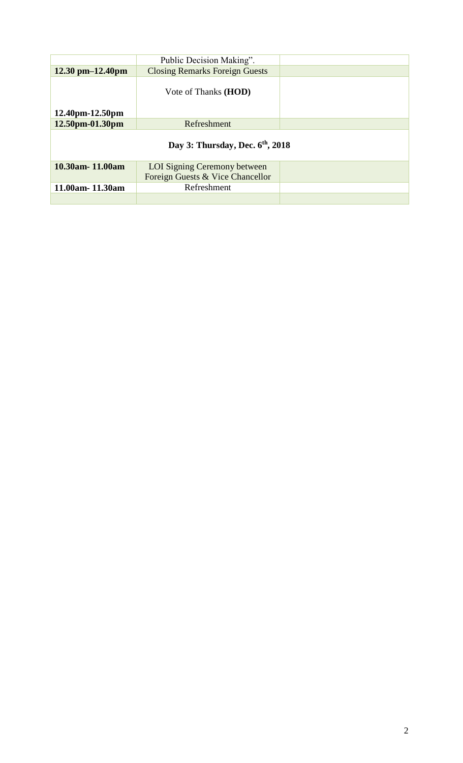| | | |
|---|---|---|
| | Public Decision Making". | |
| **12.30 pm–12.40pm** | Closing Remarks Foreign Guests | |
| **12.40pm-12.50pm** | Vote of Thanks **(HOD)** | |
| **12.50pm-01.30pm** | Refreshment | |
| **Day 3: Thursday, Dec. 6th, 2018** | | |
| **10.30am- 11.00am** | LOI Signing Ceremony between Foreign Guests & Vice Chancellor | |
| **11.00am- 11.30am** | Refreshment | |
| | | |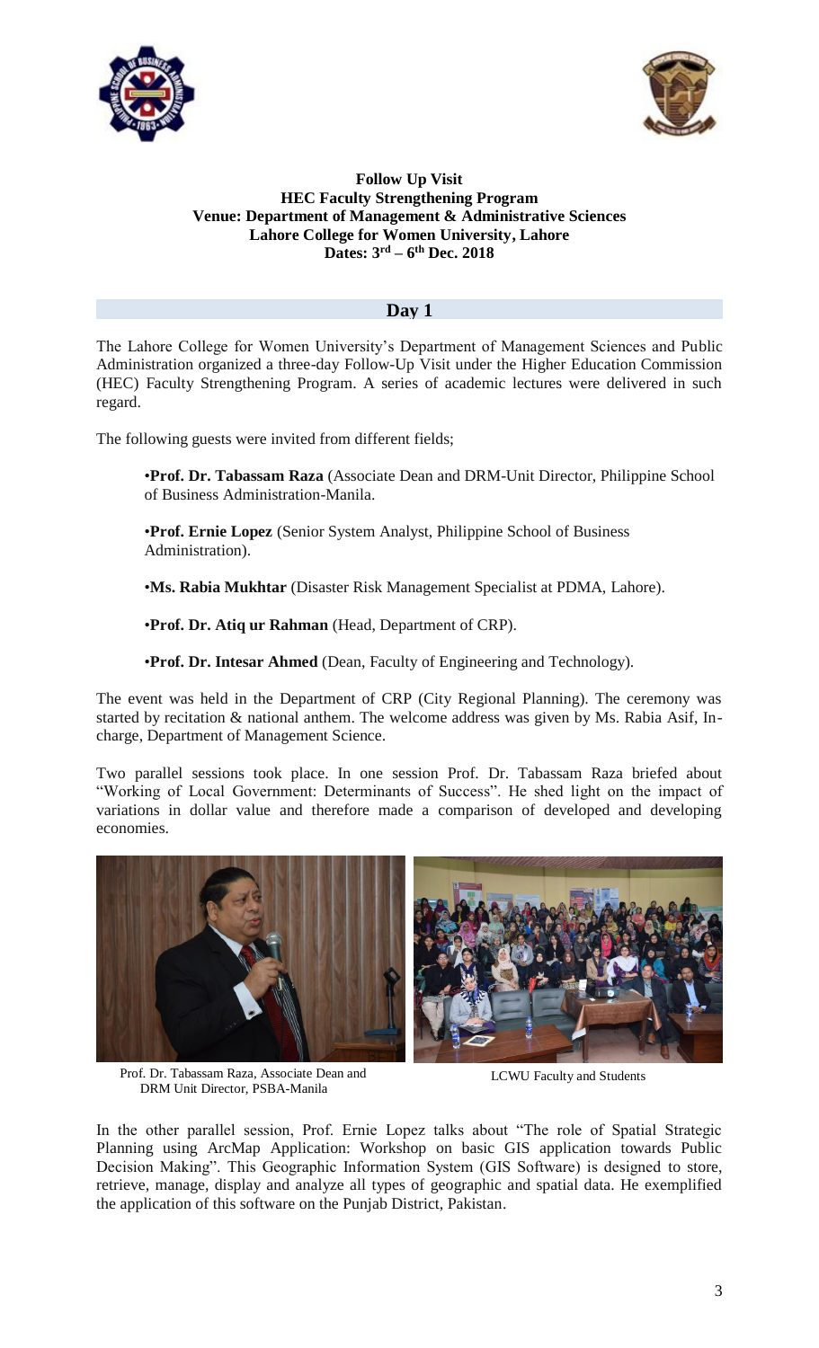**Follow Up Visit**
**HEC Faculty Strengthening Program**
**Venue: Department of Management & Administrative Sciences**
**Lahore College for Women University, Lahore**
**Dates: 3rd – 6th Dec. 2018**

## Day 1

The Lahore College for Women University's Department of Management Sciences and Public Administration organized a three-day Follow-Up Visit under the Higher Education Commission (HEC) Faculty Strengthening Program. A series of academic lectures were delivered in such regard.

The following guests were invited from different fields;

- **Prof. Dr. Tabassam Raza** (Associate Dean and DRM-Unit Director, Philippine School of Business Administration-Manila.
- **Prof. Ernie Lopez** (Senior System Analyst, Philippine School of Business Administration).
- **Ms. Rabia Mukhtar** (Disaster Risk Management Specialist at PDMA, Lahore).
- **Prof. Dr. Atiq ur Rahman** (Head, Department of CRP).
- **Prof. Dr. Intesar Ahmed** (Dean, Faculty of Engineering and Technology).

The event was held in the Department of CRP (City Regional Planning). The ceremony was started by recitation & national anthem. The welcome address was given by Ms. Rabia Asif, In-charge, Department of Management Science.

Two parallel sessions took place. In one session Prof. Dr. Tabassam Raza briefed about "Working of Local Government: Determinants of Success". He shed light on the impact of variations in dollar value and therefore made a comparison of developed and developing economies.

Prof. Dr. Tabassam Raza, Associate Dean and DRM Unit Director, PSBA-Manila

LCWU Faculty and Students

In the other parallel session, Prof. Ernie Lopez talks about "The role of Spatial Strategic Planning using ArcMap Application: Workshop on basic GIS application towards Public Decision Making". This Geographic Information System (GIS Software) is designed to store, retrieve, manage, display and analyze all types of geographic and spatial data. He exemplified the application of this software on the Punjab District, Pakistan.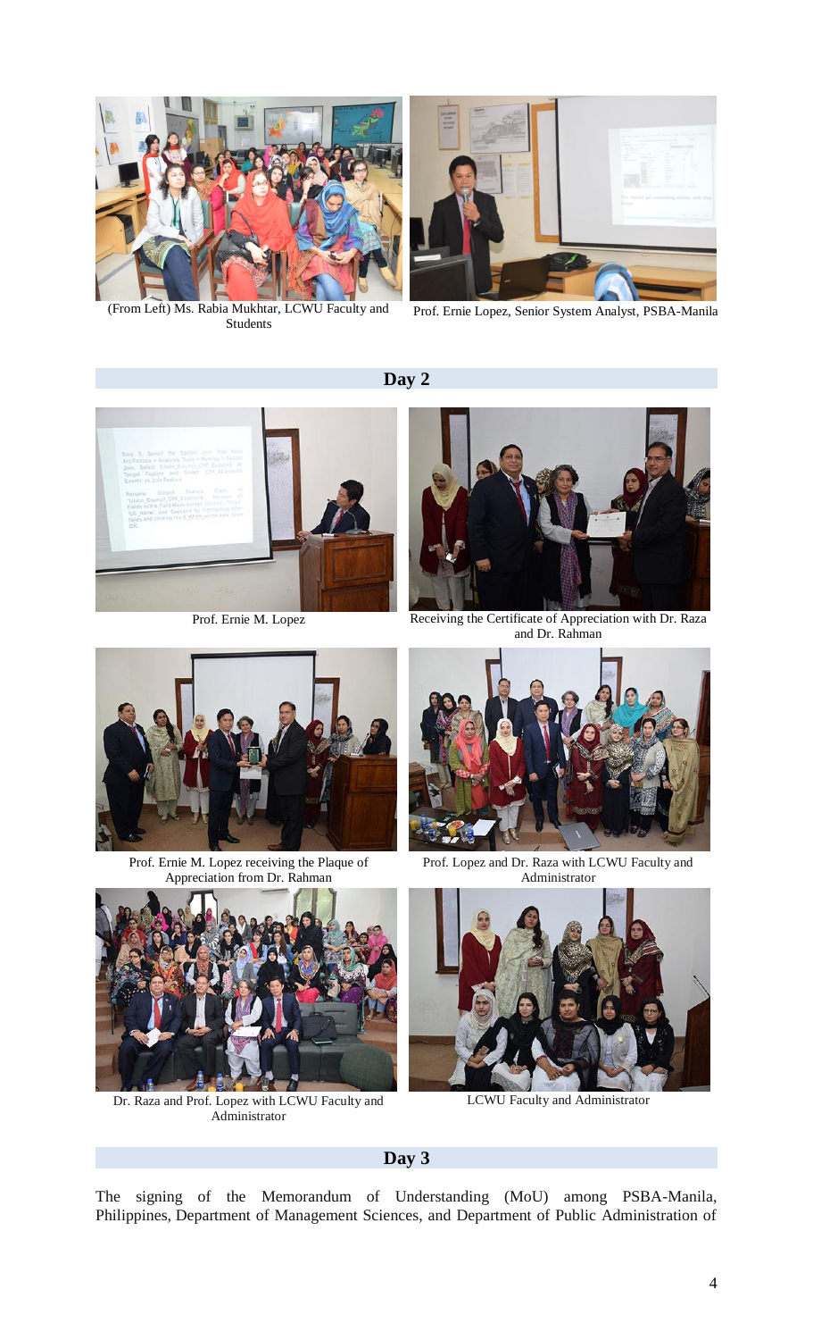(From Left) Ms. Rabia Mukhtar, LCWU Faculty and Students

Prof. Ernie Lopez, Senior System Analyst, PSBA-Manila

## Day 2

Prof. Ernie M. Lopez

Receiving the Certificate of Appreciation with Dr. Raza and Dr. Rahman

Prof. Ernie M. Lopez receiving the Plaque of Appreciation from Dr. Rahman

Prof. Lopez and Dr. Raza with LCWU Faculty and Administrator

Dr. Raza and Prof. Lopez with LCWU Faculty and Administrator

LCWU Faculty and Administrator

## Day 3

The signing of the Memorandum of Understanding (MoU) among PSBA-Manila, Philippines, Department of Management Sciences, and Department of Public Administration of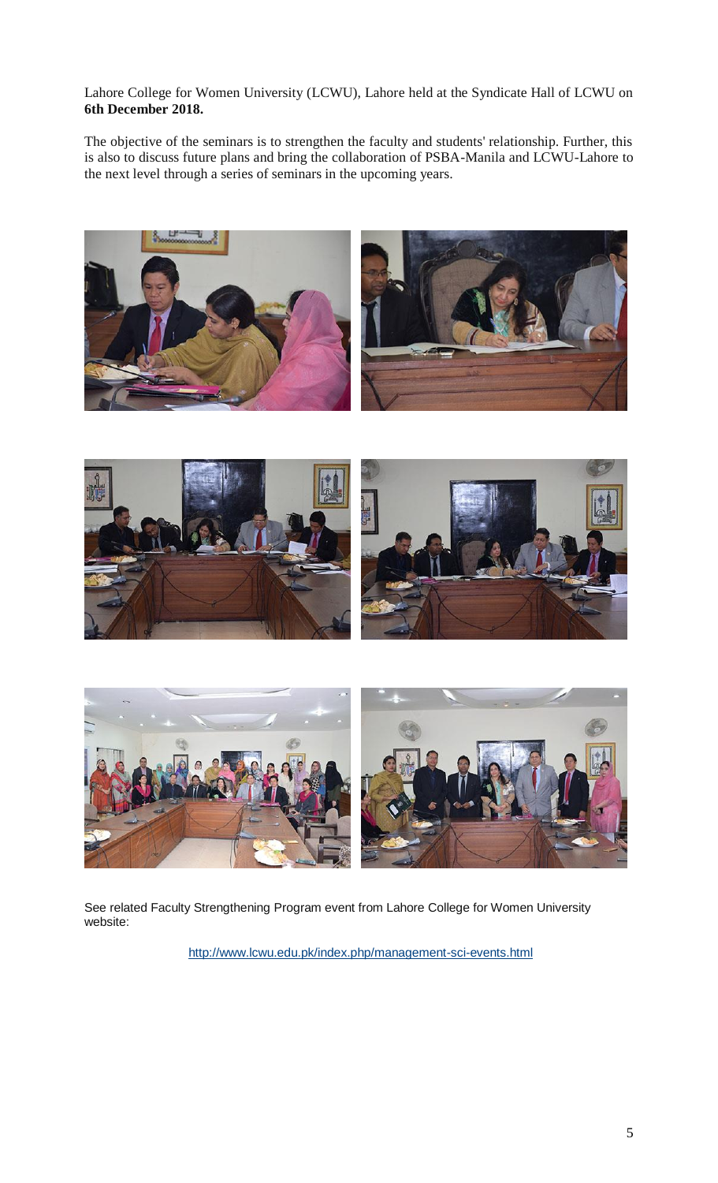Lahore College for Women University (LCWU), Lahore held at the Syndicate Hall of LCWU on **6th December 2018.**

The objective of the seminars is to strengthen the faculty and students' relationship. Further, this is also to discuss future plans and bring the collaboration of PSBA-Manila and LCWU-Lahore to the next level through a series of seminars in the upcoming years.

See related Faculty Strengthening Program event from Lahore College for Women University website:

http://www.lcwu.edu.pk/index.php/management-sci-events.html